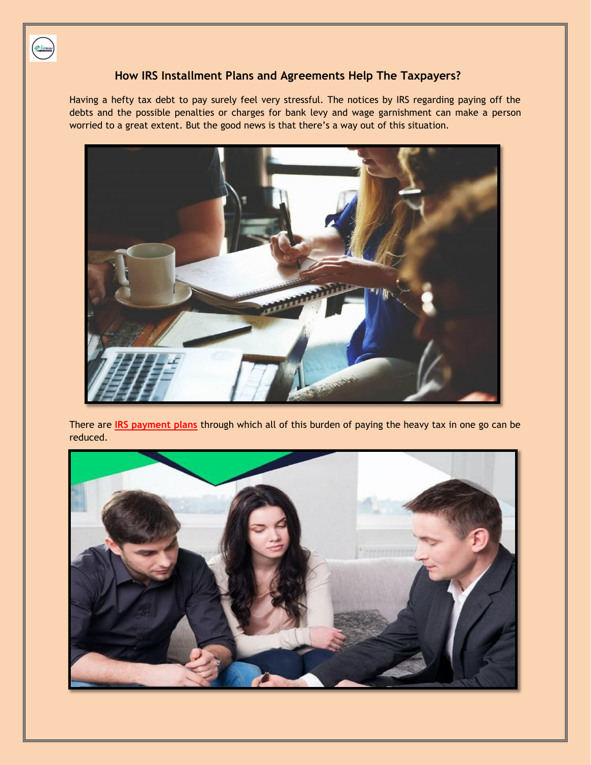## How IRS Installment Plans and Agreements Help The Taxpayers?

Having a hefty tax debt to pay surely feel very stressful. The notices by IRS regarding paying off the debts and the possible penalties or charges for bank levy and wage garnishment can make a person worried to a great extent. But the good news is that there's a way out of this situation.

There are **IRS payment plans** through which all of this burden of paying the heavy tax in one go can be reduced.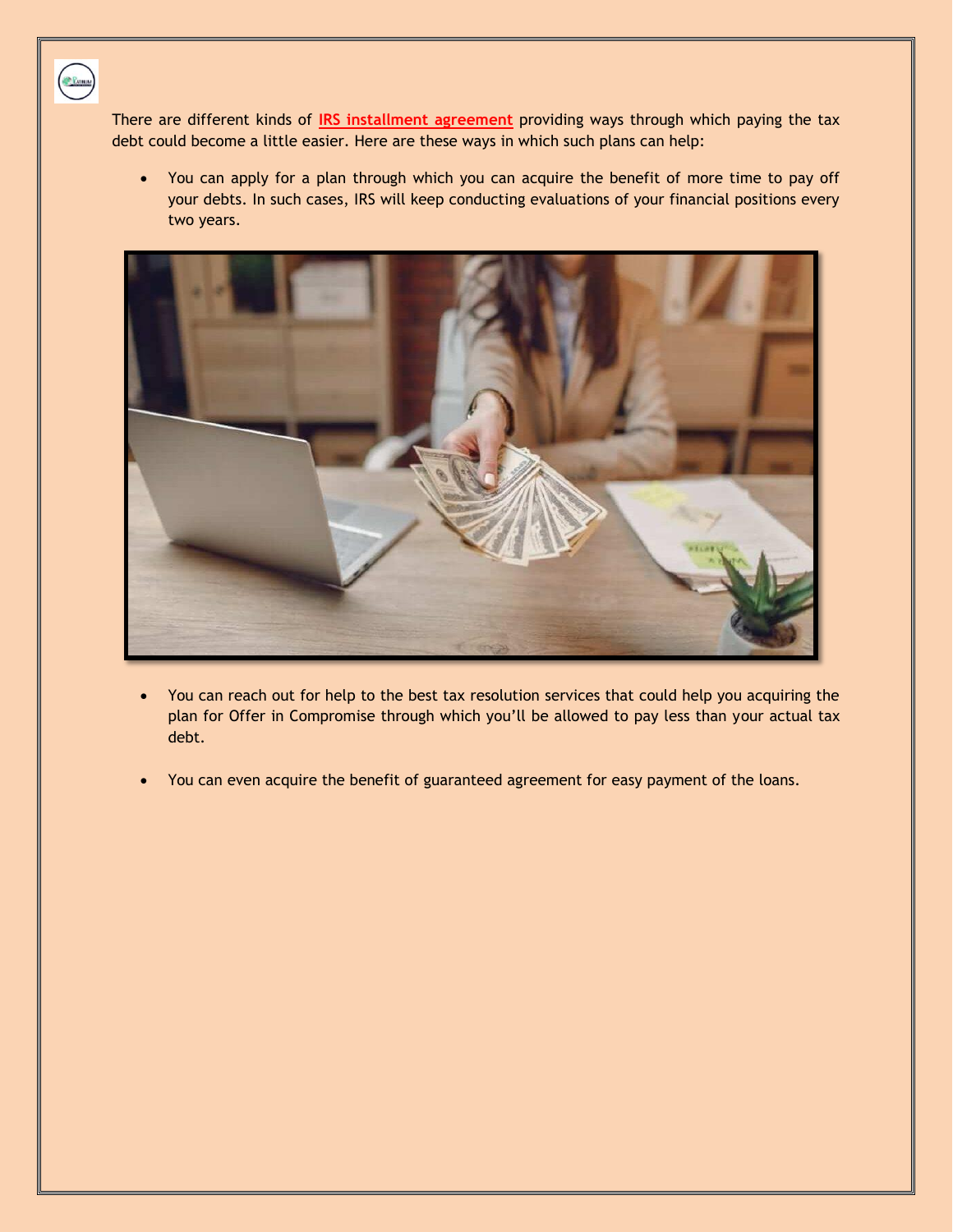There are different kinds of **IRS installment agreement** providing ways through which paying the tax debt could become a little easier. Here are these ways in which such plans can help:

- You can apply for a plan through which you can acquire the benefit of more time to pay off your debts. In such cases, IRS will keep conducting evaluations of your financial positions every two years.

- You can reach out for help to the best tax resolution services that could help you acquiring the plan for Offer in Compromise through which you'll be allowed to pay less than your actual tax debt.

- You can even acquire the benefit of guaranteed agreement for easy payment of the loans.